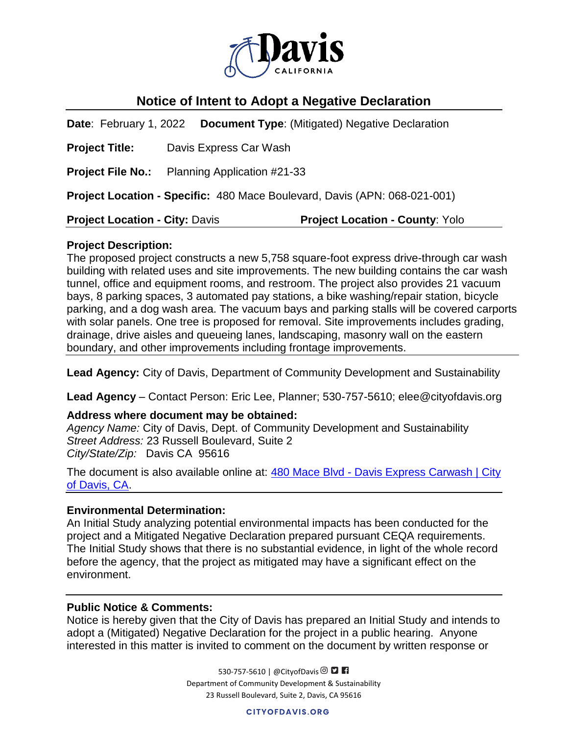# Notice of Intent to Adopt a Negative Declaration

**Date**: February 1, 2022 **Document Type**: (Mitigated) Negative Declaration

**Project Title:** Davis Express Car Wash

**Project File No.:** Planning Application #21-33

**Project Location - Specific:** 480 Mace Boulevard, Davis (APN: 068-021-001)

**Project Location - City:** Davis **Project Location - County**: Yolo

**Project Description:**
The proposed project constructs a new 5,758 square-foot express drive-through car wash building with related uses and site improvements. The new building contains the car wash tunnel, office and equipment rooms, and restroom. The project also provides 21 vacuum bays, 8 parking spaces, 3 automated pay stations, a bike washing/repair station, bicycle parking, and a dog wash area. The vacuum bays and parking stalls will be covered carports with solar panels. One tree is proposed for removal. Site improvements includes grading, drainage, drive aisles and queueing lanes, landscaping, masonry wall on the eastern boundary, and other improvements including frontage improvements.

**Lead Agency:** City of Davis, Department of Community Development and Sustainability

**Lead Agency** – Contact Person: Eric Lee, Planner; 530-757-5610; elee@cityofdavis.org

**Address where document may be obtained:**
*Agency Name:* City of Davis, Dept. of Community Development and Sustainability
*Street Address:* 23 Russell Boulevard, Suite 2
*City/State/Zip:* Davis CA 95616

The document is also available online at: [480 Mace Blvd - Davis Express Carwash | City of Davis, CA]().

**Environmental Determination:**
An Initial Study analyzing potential environmental impacts has been conducted for the project and a Mitigated Negative Declaration prepared pursuant CEQA requirements. The Initial Study shows that there is no substantial evidence, in light of the whole record before the agency, that the project as mitigated may have a significant effect on the environment.

**Public Notice & Comments:**
Notice is hereby given that the City of Davis has prepared an Initial Study and intends to adopt a (Mitigated) Negative Declaration for the project in a public hearing. Anyone interested in this matter is invited to comment on the document by written response or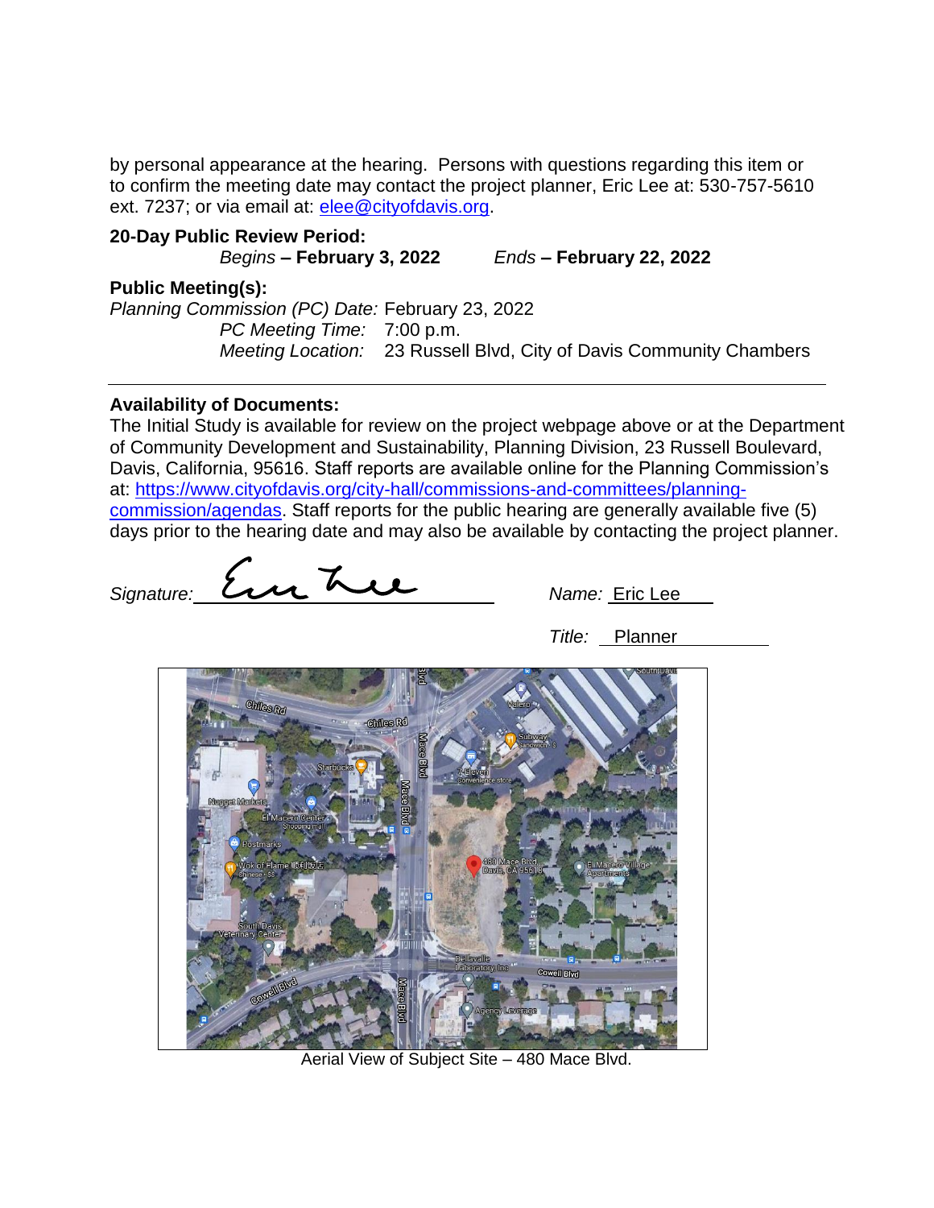by personal appearance at the hearing. Persons with questions regarding this item or to confirm the meeting date may contact the project planner, Eric Lee at: 530-757-5610 ext. 7237; or via email at: elee@cityofdavis.org.

**20-Day Public Review Period:**

*Begins* **– February 3, 2022** *Ends* **– February 22, 2022**

**Public Meeting(s):**

*Planning Commission (PC) Date:* February 23, 2022
*PC Meeting Time:* 7:00 p.m.
*Meeting Location:* 23 Russell Blvd, City of Davis Community Chambers

---

**Availability of Documents:**

The Initial Study is available for review on the project webpage above or at the Department of Community Development and Sustainability, Planning Division, 23 Russell Boulevard, Davis, California, 95616. Staff reports are available online for the Planning Commission's at: https://www.cityofdavis.org/city-hall/commissions-and-committees/planning-commission/agendas. Staff reports for the public hearing are generally available five (5) days prior to the hearing date and may also be available by contacting the project planner.

*Signature:* Eric Lee *Name:* Eric Lee

*Title:* Planner

Aerial View of Subject Site – 480 Mace Blvd.